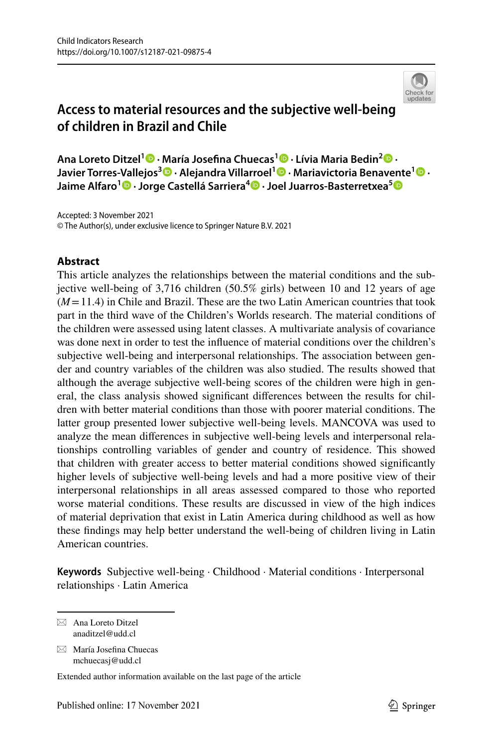Child Indicators Research
https://doi.org/10.1007/s12187-021-09875-4

# Access to material resources and the subjective well-being of children in Brazil and Chile

**Ana Loreto Ditzel[1] · María Josefina Chuecas[1] · Lívia Maria Bedin[2] · Javier Torres-Vallejos[3] · Alejandra Villarroel[1] · Mariavictoria Benavente[1] · Jaime Alfaro[1] · Jorge Castellá Sarriera[4] · Joel Juarros-Basterretxea[5]**

Accepted: 3 November 2021
© The Author(s), under exclusive licence to Springer Nature B.V. 2021

## Abstract

This article analyzes the relationships between the material conditions and the subjective well-being of 3,716 children (50.5% girls) between 10 and 12 years of age ($M = 11.4$) in Chile and Brazil. These are the two Latin American countries that took part in the third wave of the Children's Worlds research. The material conditions of the children were assessed using latent classes. A multivariate analysis of covariance was done next in order to test the influence of material conditions over the children's subjective well-being and interpersonal relationships. The association between gender and country variables of the children was also studied. The results showed that although the average subjective well-being scores of the children were high in general, the class analysis showed significant differences between the results for children with better material conditions than those with poorer material conditions. The latter group presented lower subjective well-being levels. MANCOVA was used to analyze the mean differences in subjective well-being levels and interpersonal relationships controlling variables of gender and country of residence. This showed that children with greater access to better material conditions showed significantly higher levels of subjective well-being levels and had a more positive view of their interpersonal relationships in all areas assessed compared to those who reported worse material conditions. These results are discussed in view of the high indices of material deprivation that exist in Latin America during childhood as well as how these findings may help better understand the well-being of children living in Latin American countries.

**Keywords** Subjective well-being · Childhood · Material conditions · Interpersonal relationships · Latin America

---

✉ Ana Loreto Ditzel
anaditzel@udd.cl

✉ María Josefina Chuecas
mchuecasj@udd.cl

Extended author information available on the last page of the article

Published online: 17 November 2021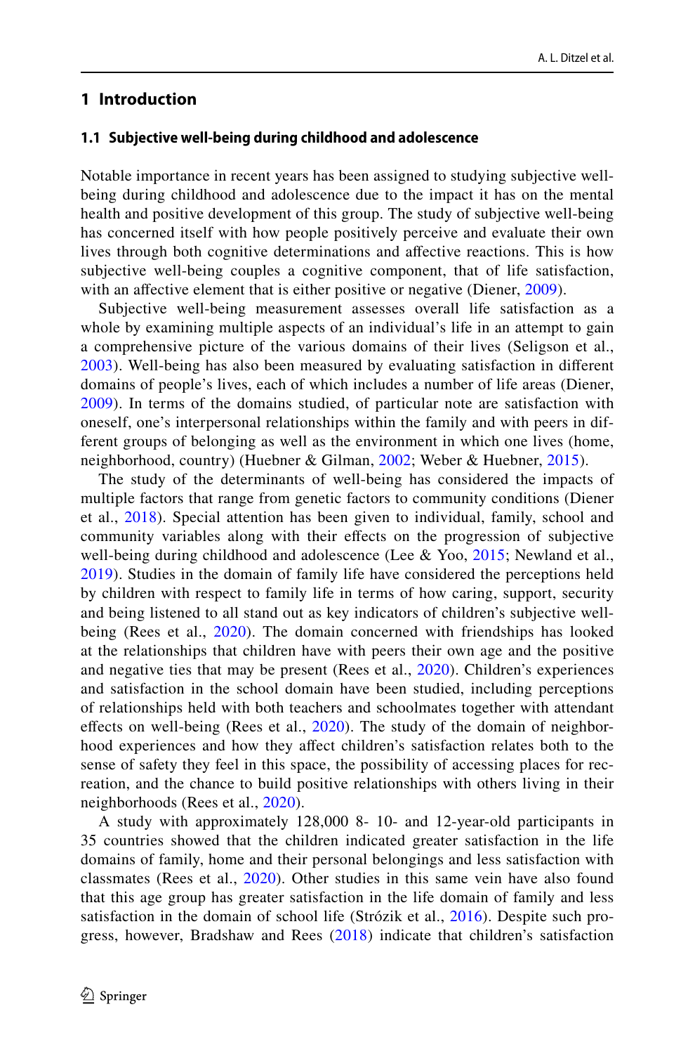# 1 Introduction

## 1.1 Subjective well-being during childhood and adolescence

Notable importance in recent years has been assigned to studying subjective well-being during childhood and adolescence due to the impact it has on the mental health and positive development of this group. The study of subjective well-being has concerned itself with how people positively perceive and evaluate their own lives through both cognitive determinations and affective reactions. This is how subjective well-being couples a cognitive component, that of life satisfaction, with an affective element that is either positive or negative (Diener, 2009).

Subjective well-being measurement assesses overall life satisfaction as a whole by examining multiple aspects of an individual's life in an attempt to gain a comprehensive picture of the various domains of their lives (Seligson et al., 2003). Well-being has also been measured by evaluating satisfaction in different domains of people's lives, each of which includes a number of life areas (Diener, 2009). In terms of the domains studied, of particular note are satisfaction with oneself, one's interpersonal relationships within the family and with peers in different groups of belonging as well as the environment in which one lives (home, neighborhood, country) (Huebner & Gilman, 2002; Weber & Huebner, 2015).

The study of the determinants of well-being has considered the impacts of multiple factors that range from genetic factors to community conditions (Diener et al., 2018). Special attention has been given to individual, family, school and community variables along with their effects on the progression of subjective well-being during childhood and adolescence (Lee & Yoo, 2015; Newland et al., 2019). Studies in the domain of family life have considered the perceptions held by children with respect to family life in terms of how caring, support, security and being listened to all stand out as key indicators of children's subjective well-being (Rees et al., 2020). The domain concerned with friendships has looked at the relationships that children have with peers their own age and the positive and negative ties that may be present (Rees et al., 2020). Children's experiences and satisfaction in the school domain have been studied, including perceptions of relationships held with both teachers and schoolmates together with attendant effects on well-being (Rees et al., 2020). The study of the domain of neighborhood experiences and how they affect children's satisfaction relates both to the sense of safety they feel in this space, the possibility of accessing places for recreation, and the chance to build positive relationships with others living in their neighborhoods (Rees et al., 2020).

A study with approximately 128,000 8- 10- and 12-year-old participants in 35 countries showed that the children indicated greater satisfaction in the life domains of family, home and their personal belongings and less satisfaction with classmates (Rees et al., 2020). Other studies in this same vein have also found that this age group has greater satisfaction in the life domain of family and less satisfaction in the domain of school life (Strózik et al., 2016). Despite such progress, however, Bradshaw and Rees (2018) indicate that children's satisfaction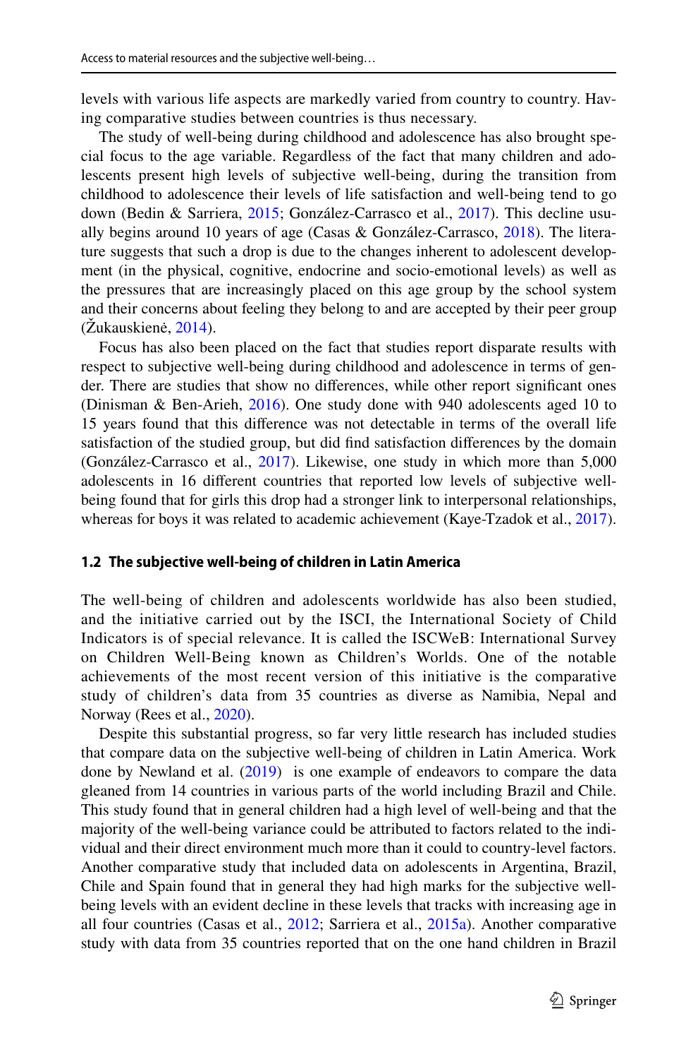levels with various life aspects are markedly varied from country to country. Having comparative studies between countries is thus necessary.

The study of well-being during childhood and adolescence has also brought special focus to the age variable. Regardless of the fact that many children and adolescents present high levels of subjective well-being, during the transition from childhood to adolescence their levels of life satisfaction and well-being tend to go down (Bedin & Sarriera, 2015; González-Carrasco et al., 2017). This decline usually begins around 10 years of age (Casas & González-Carrasco, 2018). The literature suggests that such a drop is due to the changes inherent to adolescent development (in the physical, cognitive, endocrine and socio-emotional levels) as well as the pressures that are increasingly placed on this age group by the school system and their concerns about feeling they belong to and are accepted by their peer group (Žukauskienė, 2014).

Focus has also been placed on the fact that studies report disparate results with respect to subjective well-being during childhood and adolescence in terms of gender. There are studies that show no differences, while other report significant ones (Dinisman & Ben-Arieh, 2016). One study done with 940 adolescents aged 10 to 15 years found that this difference was not detectable in terms of the overall life satisfaction of the studied group, but did find satisfaction differences by the domain (González-Carrasco et al., 2017). Likewise, one study in which more than 5,000 adolescents in 16 different countries that reported low levels of subjective well-being found that for girls this drop had a stronger link to interpersonal relationships, whereas for boys it was related to academic achievement (Kaye-Tzadok et al., 2017).

### 1.2 The subjective well-being of children in Latin America

The well-being of children and adolescents worldwide has also been studied, and the initiative carried out by the ISCI, the International Society of Child Indicators is of special relevance. It is called the ISCWeB: International Survey on Children Well-Being known as Children's Worlds. One of the notable achievements of the most recent version of this initiative is the comparative study of children's data from 35 countries as diverse as Namibia, Nepal and Norway (Rees et al., 2020).

Despite this substantial progress, so far very little research has included studies that compare data on the subjective well-being of children in Latin America. Work done by Newland et al. (2019) is one example of endeavors to compare the data gleaned from 14 countries in various parts of the world including Brazil and Chile. This study found that in general children had a high level of well-being and that the majority of the well-being variance could be attributed to factors related to the individual and their direct environment much more than it could to country-level factors. Another comparative study that included data on adolescents in Argentina, Brazil, Chile and Spain found that in general they had high marks for the subjective well-being levels with an evident decline in these levels that tracks with increasing age in all four countries (Casas et al., 2012; Sarriera et al., 2015a). Another comparative study with data from 35 countries reported that on the one hand children in Brazil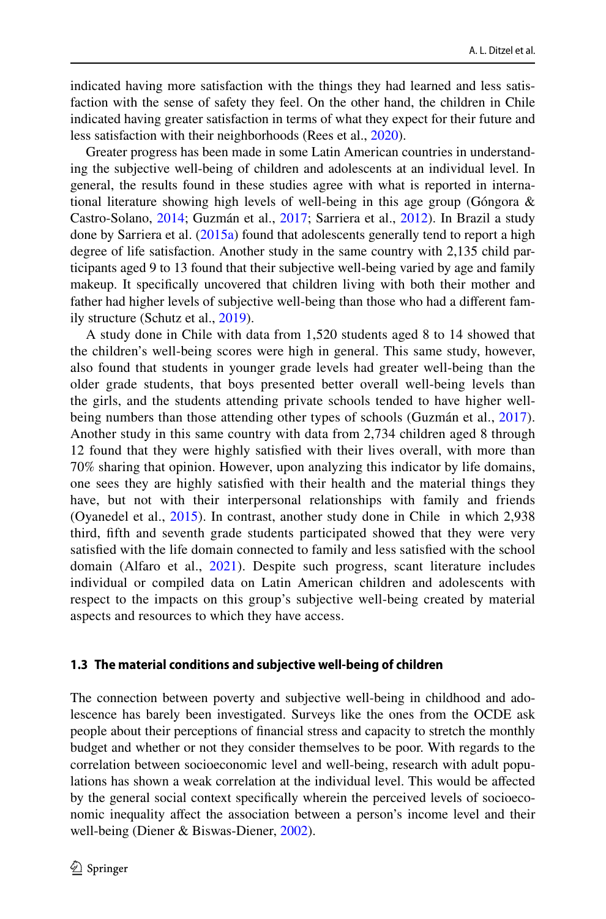indicated having more satisfaction with the things they had learned and less satisfaction with the sense of safety they feel. On the other hand, the children in Chile indicated having greater satisfaction in terms of what they expect for their future and less satisfaction with their neighborhoods (Rees et al., 2020).

Greater progress has been made in some Latin American countries in understanding the subjective well-being of children and adolescents at an individual level. In general, the results found in these studies agree with what is reported in international literature showing high levels of well-being in this age group (Góngora & Castro-Solano, 2014; Guzmán et al., 2017; Sarriera et al., 2012). In Brazil a study done by Sarriera et al. (2015a) found that adolescents generally tend to report a high degree of life satisfaction. Another study in the same country with 2,135 child participants aged 9 to 13 found that their subjective well-being varied by age and family makeup. It specifically uncovered that children living with both their mother and father had higher levels of subjective well-being than those who had a different family structure (Schutz et al., 2019).

A study done in Chile with data from 1,520 students aged 8 to 14 showed that the children's well-being scores were high in general. This same study, however, also found that students in younger grade levels had greater well-being than the older grade students, that boys presented better overall well-being levels than the girls, and the students attending private schools tended to have higher well-being numbers than those attending other types of schools (Guzmán et al., 2017). Another study in this same country with data from 2,734 children aged 8 through 12 found that they were highly satisfied with their lives overall, with more than 70% sharing that opinion. However, upon analyzing this indicator by life domains, one sees they are highly satisfied with their health and the material things they have, but not with their interpersonal relationships with family and friends (Oyanedel et al., 2015). In contrast, another study done in Chile in which 2,938 third, fifth and seventh grade students participated showed that they were very satisfied with the life domain connected to family and less satisfied with the school domain (Alfaro et al., 2021). Despite such progress, scant literature includes individual or compiled data on Latin American children and adolescents with respect to the impacts on this group's subjective well-being created by material aspects and resources to which they have access.

### 1.3 The material conditions and subjective well-being of children

The connection between poverty and subjective well-being in childhood and adolescence has barely been investigated. Surveys like the ones from the OCDE ask people about their perceptions of financial stress and capacity to stretch the monthly budget and whether or not they consider themselves to be poor. With regards to the correlation between socioeconomic level and well-being, research with adult populations has shown a weak correlation at the individual level. This would be affected by the general social context specifically wherein the perceived levels of socioeconomic inequality affect the association between a person's income level and their well-being (Diener & Biswas-Diener, 2002).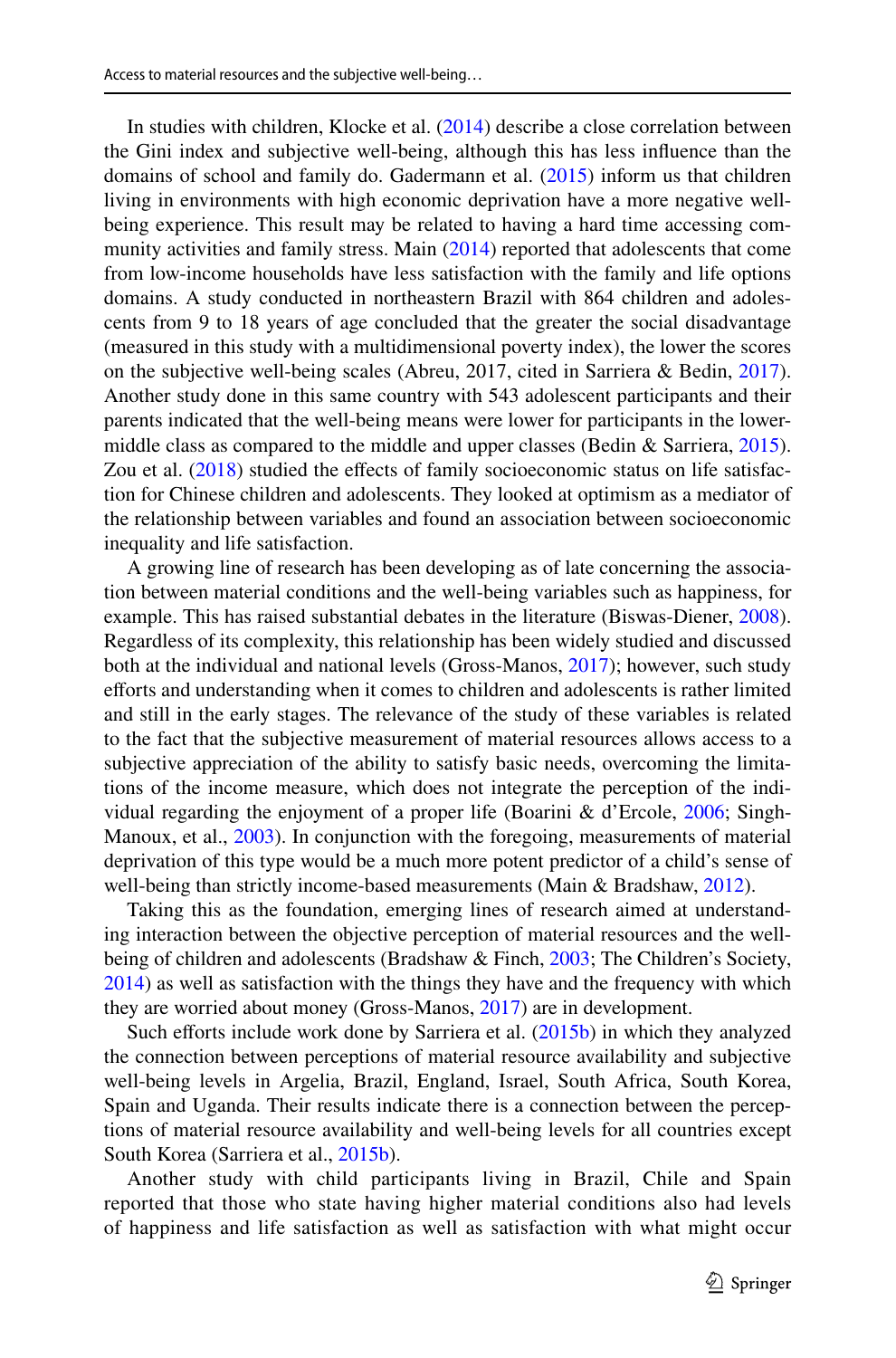In studies with children, Klocke et al. (2014) describe a close correlation between the Gini index and subjective well-being, although this has less influence than the domains of school and family do. Gadermann et al. (2015) inform us that children living in environments with high economic deprivation have a more negative well-being experience. This result may be related to having a hard time accessing community activities and family stress. Main (2014) reported that adolescents that come from low-income households have less satisfaction with the family and life options domains. A study conducted in northeastern Brazil with 864 children and adolescents from 9 to 18 years of age concluded that the greater the social disadvantage (measured in this study with a multidimensional poverty index), the lower the scores on the subjective well-being scales (Abreu, 2017, cited in Sarriera & Bedin, 2017). Another study done in this same country with 543 adolescent participants and their parents indicated that the well-being means were lower for participants in the lower-middle class as compared to the middle and upper classes (Bedin & Sarriera, 2015). Zou et al. (2018) studied the effects of family socioeconomic status on life satisfaction for Chinese children and adolescents. They looked at optimism as a mediator of the relationship between variables and found an association between socioeconomic inequality and life satisfaction.

A growing line of research has been developing as of late concerning the association between material conditions and the well-being variables such as happiness, for example. This has raised substantial debates in the literature (Biswas-Diener, 2008). Regardless of its complexity, this relationship has been widely studied and discussed both at the individual and national levels (Gross-Manos, 2017); however, such study efforts and understanding when it comes to children and adolescents is rather limited and still in the early stages. The relevance of the study of these variables is related to the fact that the subjective measurement of material resources allows access to a subjective appreciation of the ability to satisfy basic needs, overcoming the limitations of the income measure, which does not integrate the perception of the individual regarding the enjoyment of a proper life (Boarini & d'Ercole, 2006; Singh-Manoux, et al., 2003). In conjunction with the foregoing, measurements of material deprivation of this type would be a much more potent predictor of a child's sense of well-being than strictly income-based measurements (Main & Bradshaw, 2012).

Taking this as the foundation, emerging lines of research aimed at understanding interaction between the objective perception of material resources and the well-being of children and adolescents (Bradshaw & Finch, 2003; The Children's Society, 2014) as well as satisfaction with the things they have and the frequency with which they are worried about money (Gross-Manos, 2017) are in development.

Such efforts include work done by Sarriera et al. (2015b) in which they analyzed the connection between perceptions of material resource availability and subjective well-being levels in Argelia, Brazil, England, Israel, South Africa, South Korea, Spain and Uganda. Their results indicate there is a connection between the perceptions of material resource availability and well-being levels for all countries except South Korea (Sarriera et al., 2015b).

Another study with child participants living in Brazil, Chile and Spain reported that those who state having higher material conditions also had levels of happiness and life satisfaction as well as satisfaction with what might occur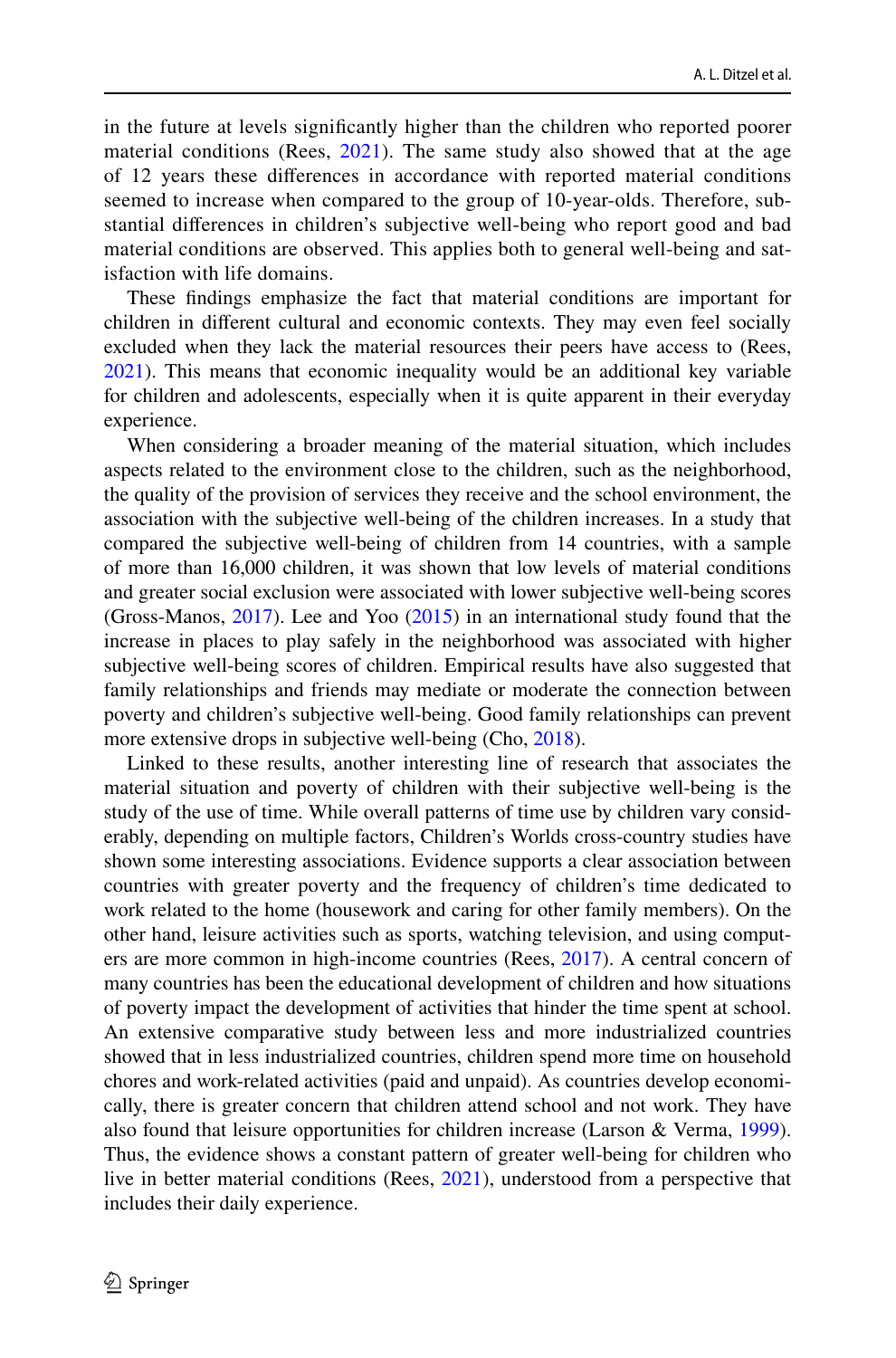in the future at levels significantly higher than the children who reported poorer material conditions (Rees, 2021). The same study also showed that at the age of 12 years these differences in accordance with reported material conditions seemed to increase when compared to the group of 10-year-olds. Therefore, substantial differences in children's subjective well-being who report good and bad material conditions are observed. This applies both to general well-being and satisfaction with life domains.

These findings emphasize the fact that material conditions are important for children in different cultural and economic contexts. They may even feel socially excluded when they lack the material resources their peers have access to (Rees, 2021). This means that economic inequality would be an additional key variable for children and adolescents, especially when it is quite apparent in their everyday experience.

When considering a broader meaning of the material situation, which includes aspects related to the environment close to the children, such as the neighborhood, the quality of the provision of services they receive and the school environment, the association with the subjective well-being of the children increases. In a study that compared the subjective well-being of children from 14 countries, with a sample of more than 16,000 children, it was shown that low levels of material conditions and greater social exclusion were associated with lower subjective well-being scores (Gross-Manos, 2017). Lee and Yoo (2015) in an international study found that the increase in places to play safely in the neighborhood was associated with higher subjective well-being scores of children. Empirical results have also suggested that family relationships and friends may mediate or moderate the connection between poverty and children's subjective well-being. Good family relationships can prevent more extensive drops in subjective well-being (Cho, 2018).

Linked to these results, another interesting line of research that associates the material situation and poverty of children with their subjective well-being is the study of the use of time. While overall patterns of time use by children vary considerably, depending on multiple factors, Children's Worlds cross-country studies have shown some interesting associations. Evidence supports a clear association between countries with greater poverty and the frequency of children's time dedicated to work related to the home (housework and caring for other family members). On the other hand, leisure activities such as sports, watching television, and using computers are more common in high-income countries (Rees, 2017). A central concern of many countries has been the educational development of children and how situations of poverty impact the development of activities that hinder the time spent at school. An extensive comparative study between less and more industrialized countries showed that in less industrialized countries, children spend more time on household chores and work-related activities (paid and unpaid). As countries develop economically, there is greater concern that children attend school and not work. They have also found that leisure opportunities for children increase (Larson & Verma, 1999). Thus, the evidence shows a constant pattern of greater well-being for children who live in better material conditions (Rees, 2021), understood from a perspective that includes their daily experience.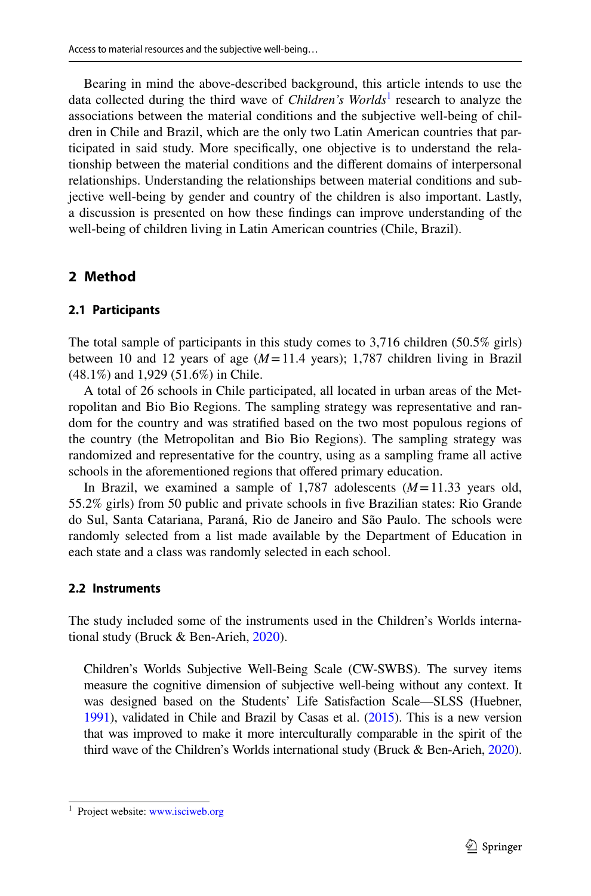Bearing in mind the above-described background, this article intends to use the data collected during the third wave of *Children's Worlds*[1] research to analyze the associations between the material conditions and the subjective well-being of children in Chile and Brazil, which are the only two Latin American countries that participated in said study. More specifically, one objective is to understand the relationship between the material conditions and the different domains of interpersonal relationships. Understanding the relationships between material conditions and subjective well-being by gender and country of the children is also important. Lastly, a discussion is presented on how these findings can improve understanding of the well-being of children living in Latin American countries (Chile, Brazil).

## 2 Method

### 2.1 Participants

The total sample of participants in this study comes to 3,716 children (50.5% girls) between 10 and 12 years of age ($M = 11.4$ years); 1,787 children living in Brazil (48.1%) and 1,929 (51.6%) in Chile.

A total of 26 schools in Chile participated, all located in urban areas of the Metropolitan and Bio Bio Regions. The sampling strategy was representative and random for the country and was stratified based on the two most populous regions of the country (the Metropolitan and Bio Bio Regions). The sampling strategy was randomized and representative for the country, using as a sampling frame all active schools in the aforementioned regions that offered primary education.

In Brazil, we examined a sample of 1,787 adolescents ($M = 11.33$ years old, 55.2% girls) from 50 public and private schools in five Brazilian states: Rio Grande do Sul, Santa Catariana, Paraná, Rio de Janeiro and São Paulo. The schools were randomly selected from a list made available by the Department of Education in each state and a class was randomly selected in each school.

### 2.2 Instruments

The study included some of the instruments used in the Children's Worlds international study (Bruck & Ben-Arieh, 2020).

> Children's Worlds Subjective Well-Being Scale (CW-SWBS). The survey items measure the cognitive dimension of subjective well-being without any context. It was designed based on the Students' Life Satisfaction Scale—SLSS (Huebner, 1991), validated in Chile and Brazil by Casas et al. (2015). This is a new version that was improved to make it more interculturally comparable in the spirit of the third wave of the Children's Worlds international study (Bruck & Ben-Arieh, 2020).

[1] Project website: www.isciweb.org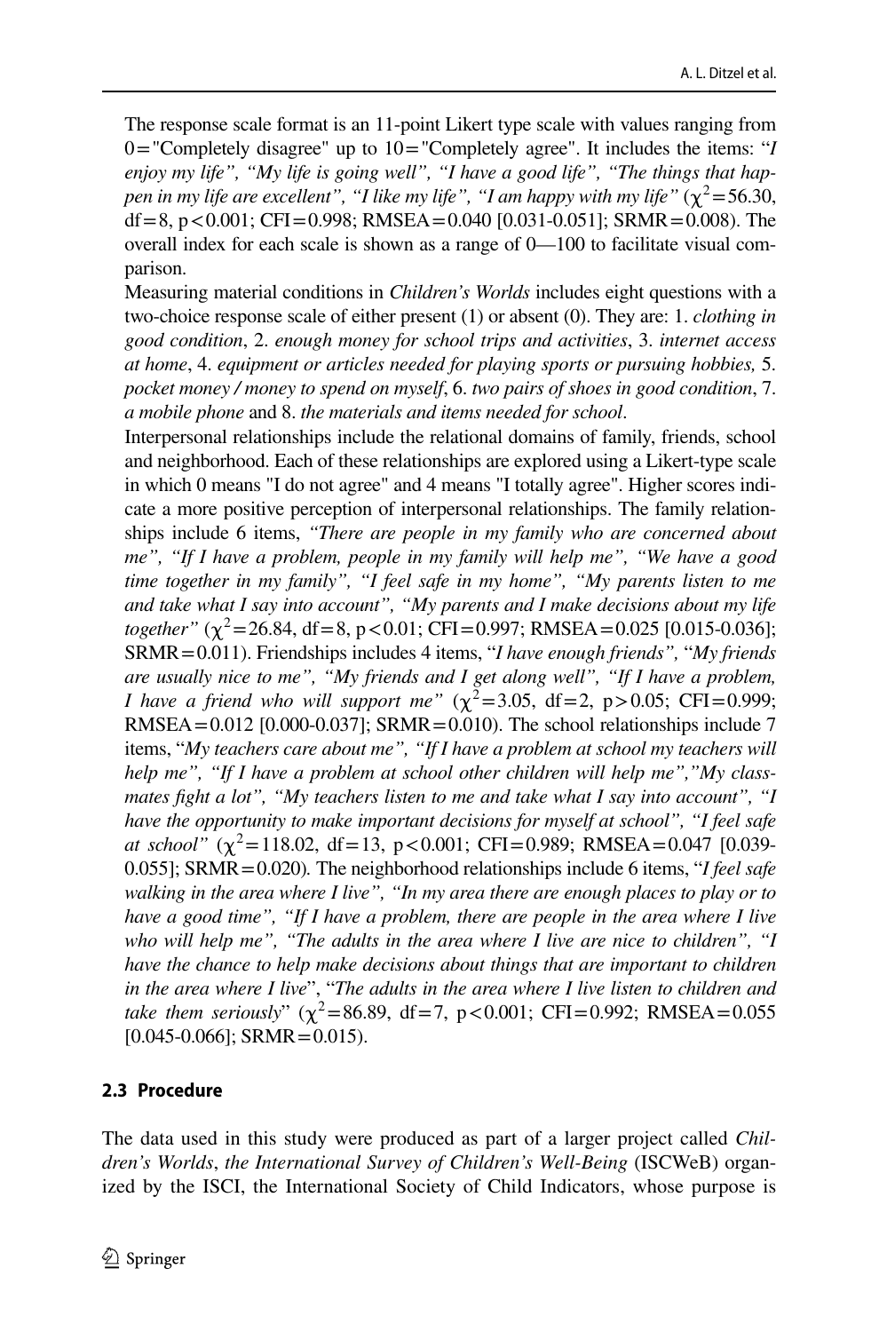The response scale format is an 11-point Likert type scale with values ranging from 0="Completely disagree" up to 10="Completely agree". It includes the items: "*I enjoy my life", "My life is going well", "I have a good life", "The things that happen in my life are excellent", "I like my life", "I am happy with my life"* ($\chi^2$=56.30, df=8, p<0.001; CFI=0.998; RMSEA=0.040 [0.031-0.051]; SRMR=0.008). The overall index for each scale is shown as a range of 0—100 to facilitate visual comparison.

Measuring material conditions in *Children's Worlds* includes eight questions with a two-choice response scale of either present (1) or absent (0). They are: 1. *clothing in good condition*, 2. *enough money for school trips and activities*, 3. *internet access at home*, 4. *equipment or articles needed for playing sports or pursuing hobbies,* 5. *pocket money / money to spend on myself*, 6. *two pairs of shoes in good condition*, 7. *a mobile phone* and 8. *the materials and items needed for school*.

Interpersonal relationships include the relational domains of family, friends, school and neighborhood. Each of these relationships are explored using a Likert-type scale in which 0 means "I do not agree" and 4 means "I totally agree". Higher scores indicate a more positive perception of interpersonal relationships. The family relationships include 6 items, *"There are people in my family who are concerned about me", "If I have a problem, people in my family will help me", "We have a good time together in my family", "I feel safe in my home", "My parents listen to me and take what I say into account", "My parents and I make decisions about my life together"* ($\chi^2$=26.84, df=8, p<0.01; CFI=0.997; RMSEA=0.025 [0.015-0.036]; SRMR=0.011). Friendships includes 4 items, "*I have enough friends", "My friends are usually nice to me", "My friends and I get along well", "If I have a problem, I have a friend who will support me"* ($\chi^2$=3.05, df=2, p>0.05; CFI=0.999; RMSEA=0.012 [0.000-0.037]; SRMR=0.010). The school relationships include 7 items, "*My teachers care about me", "If I have a problem at school my teachers will help me", "If I have a problem at school other children will help me","My classmates fight a lot", "My teachers listen to me and take what I say into account", "I have the opportunity to make important decisions for myself at school", "I feel safe at school"* ($\chi^2$=118.02, df=13, p<0.001; CFI=0.989; RMSEA=0.047 [0.039-0.055]; SRMR=0.020). The neighborhood relationships include 6 items, "*I feel safe walking in the area where I live", "In my area there are enough places to play or to have a good time", "If I have a problem, there are people in the area where I live who will help me", "The adults in the area where I live are nice to children", "I have the chance to help make decisions about things that are important to children in the area where I live*", "*The adults in the area where I live listen to children and take them seriously*" ($\chi^2$=86.89, df=7, p<0.001; CFI=0.992; RMSEA=0.055 [0.045-0.066]; SRMR=0.015).

### 2.3 Procedure

The data used in this study were produced as part of a larger project called *Children's Worlds*, *the International Survey of Children's Well-Being* (ISCWeB) organized by the ISCI, the International Society of Child Indicators, whose purpose is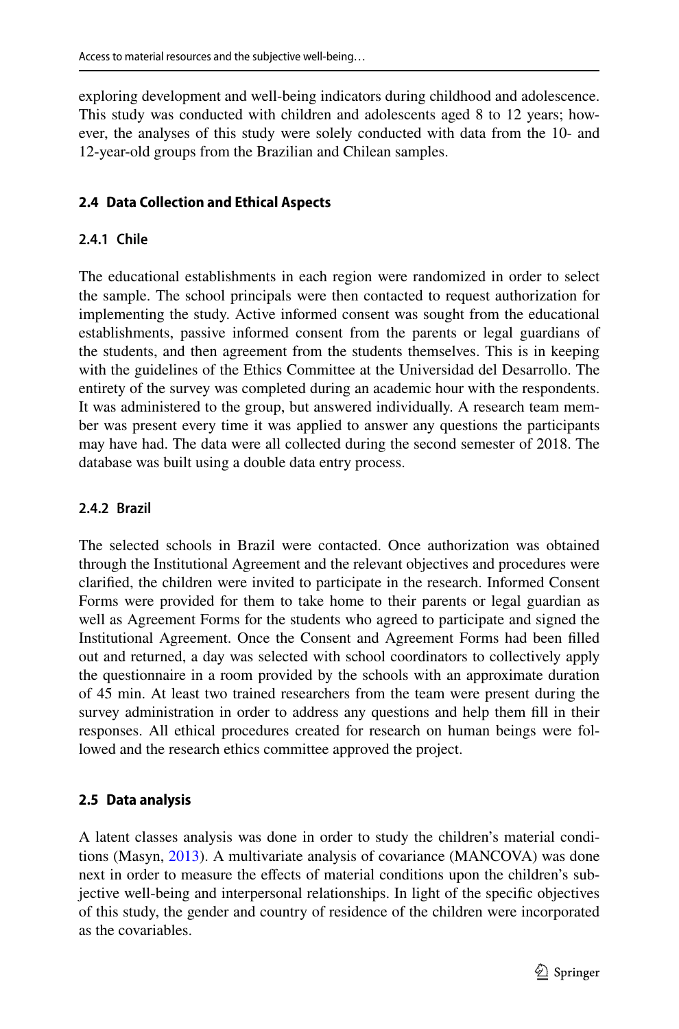exploring development and well-being indicators during childhood and adolescence. This study was conducted with children and adolescents aged 8 to 12 years; however, the analyses of this study were solely conducted with data from the 10- and 12-year-old groups from the Brazilian and Chilean samples.

### 2.4 Data Collection and Ethical Aspects

#### 2.4.1 Chile

The educational establishments in each region were randomized in order to select the sample. The school principals were then contacted to request authorization for implementing the study. Active informed consent was sought from the educational establishments, passive informed consent from the parents or legal guardians of the students, and then agreement from the students themselves. This is in keeping with the guidelines of the Ethics Committee at the Universidad del Desarrollo. The entirety of the survey was completed during an academic hour with the respondents. It was administered to the group, but answered individually. A research team member was present every time it was applied to answer any questions the participants may have had. The data were all collected during the second semester of 2018. The database was built using a double data entry process.

#### 2.4.2 Brazil

The selected schools in Brazil were contacted. Once authorization was obtained through the Institutional Agreement and the relevant objectives and procedures were clarified, the children were invited to participate in the research. Informed Consent Forms were provided for them to take home to their parents or legal guardian as well as Agreement Forms for the students who agreed to participate and signed the Institutional Agreement. Once the Consent and Agreement Forms had been filled out and returned, a day was selected with school coordinators to collectively apply the questionnaire in a room provided by the schools with an approximate duration of 45 min. At least two trained researchers from the team were present during the survey administration in order to address any questions and help them fill in their responses. All ethical procedures created for research on human beings were followed and the research ethics committee approved the project.

### 2.5 Data analysis

A latent classes analysis was done in order to study the children's material conditions (Masyn, 2013). A multivariate analysis of covariance (MANCOVA) was done next in order to measure the effects of material conditions upon the children's subjective well-being and interpersonal relationships. In light of the specific objectives of this study, the gender and country of residence of the children were incorporated as the covariables.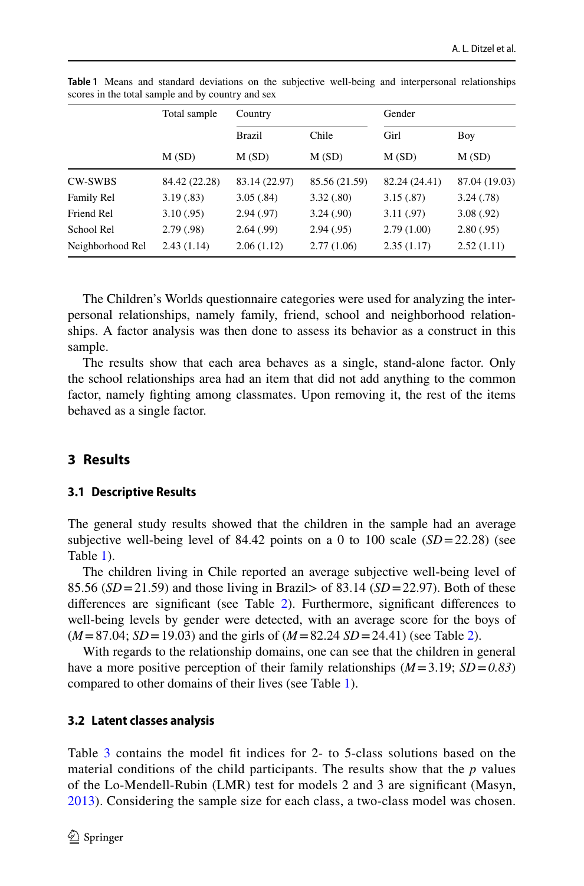**Table 1** Means and standard deviations on the subjective well-being and interpersonal relationships scores in the total sample and by country and sex

| | Total sample | Country | | Gender | |
|---|---|---|---|---|---|
| | | Brazil | Chile | Girl | Boy |
| | M (SD) | M (SD) | M (SD) | M (SD) | M (SD) |
| CW-SWBS | 84.42 (22.28) | 83.14 (22.97) | 85.56 (21.59) | 82.24 (24.41) | 87.04 (19.03) |
| Family Rel | 3.19 (.83) | 3.05 (.84) | 3.32 (.80) | 3.15 (.87) | 3.24 (.78) |
| Friend Rel | 3.10 (.95) | 2.94 (.97) | 3.24 (.90) | 3.11 (.97) | 3.08 (.92) |
| School Rel | 2.79 (.98) | 2.64 (.99) | 2.94 (.95) | 2.79 (1.00) | 2.80 (.95) |
| Neighborhood Rel | 2.43 (1.14) | 2.06 (1.12) | 2.77 (1.06) | 2.35 (1.17) | 2.52 (1.11) |

The Children's Worlds questionnaire categories were used for analyzing the interpersonal relationships, namely family, friend, school and neighborhood relationships. A factor analysis was then done to assess its behavior as a construct in this sample.

The results show that each area behaves as a single, stand-alone factor. Only the school relationships area had an item that did not add anything to the common factor, namely fighting among classmates. Upon removing it, the rest of the items behaved as a single factor.

## 3 Results

### 3.1 Descriptive Results

The general study results showed that the children in the sample had an average subjective well-being level of 84.42 points on a 0 to 100 scale (*SD* = 22.28) (see Table 1).

The children living in Chile reported an average subjective well-being level of 85.56 (*SD* = 21.59) and those living in Brazil> of 83.14 (*SD* = 22.97). Both of these differences are significant (see Table 2). Furthermore, significant differences to well-being levels by gender were detected, with an average score for the boys of (*M* = 87.04; *SD* = 19.03) and the girls of (*M* = 82.24 *SD* = 24.41) (see Table 2).

With regards to the relationship domains, one can see that the children in general have a more positive perception of their family relationships (*M* = 3.19; *SD* = *0.83*) compared to other domains of their lives (see Table 1).

### 3.2 Latent classes analysis

Table 3 contains the model fit indices for 2- to 5-class solutions based on the material conditions of the child participants. The results show that the *p* values of the Lo-Mendell-Rubin (LMR) test for models 2 and 3 are significant (Masyn, 2013). Considering the sample size for each class, a two-class model was chosen.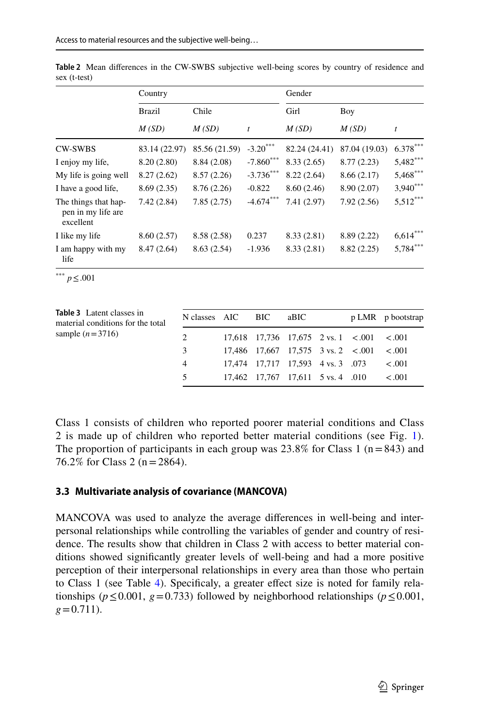**Table 2** Mean differences in the CW-SWBS subjective well-being scores by country of residence and sex (t-test)

| | Country | | | Gender | | |
|---|---|---|---|---|---|---|
| | Brazil | Chile | | Girl | Boy | |
| | *M (SD)* | *M (SD)* | *t* | *M (SD)* | *M (SD)* | *t* |
| CW-SWBS | 83.14 (22.97) | 85.56 (21.59) | -3.20*** | 82.24 (24.41) | 87.04 (19.03) | 6.378*** |
| I enjoy my life, | 8.20 (2.80) | 8.84 (2.08) | -7.860*** | 8.33 (2.65) | 8.77 (2.23) | 5,482*** |
| My life is going well | 8.27 (2.62) | 8.57 (2.26) | -3.736*** | 8.22 (2.64) | 8.66 (2.17) | 5,468*** |
| I have a good life, | 8.69 (2.35) | 8.76 (2.26) | -0.822 | 8.60 (2.46) | 8.90 (2.07) | 3,940*** |
| The things that happen in my life are excellent | 7.42 (2.84) | 7.85 (2.75) | -4.674*** | 7.41 (2.97) | 7.92 (2.56) | 5,512*** |
| I like my life | 8.60 (2.57) | 8.58 (2.58) | 0.237 | 8.33 (2.81) | 8.89 (2.22) | 6,614*** |
| I am happy with my life | 8.47 (2.64) | 8.63 (2.54) | -1.936 | 8.33 (2.81) | 8.82 (2.25) | 5,784*** |

*** $p \leq .001$

**Table 3** Latent classes in material conditions for the total sample ($n = 3716$)

| N classes | AIC | BIC | aBIC | | p LMR | p bootstrap |
|---|---|---|---|---|---|---|
| 2 | 17,618 | 17,736 | 17,675 | 2 vs. 1 | <.001 | <.001 |
| 3 | 17,486 | 17,667 | 17,575 | 3 vs. 2 | <.001 | <.001 |
| 4 | 17,474 | 17,717 | 17,593 | 4 vs. 3 | .073 | <.001 |
| 5 | 17,462 | 17,767 | 17,611 | 5 vs. 4 | .010 | <.001 |

Class 1 consists of children who reported poorer material conditions and Class 2 is made up of children who reported better material conditions (see Fig. 1). The proportion of participants in each group was 23.8% for Class 1 (n = 843) and 76.2% for Class 2 (n = 2864).

### 3.3 Multivariate analysis of covariance (MANCOVA)

MANCOVA was used to analyze the average differences in well-being and interpersonal relationships while controlling the variables of gender and country of residence. The results show that children in Class 2 with access to better material conditions showed significantly greater levels of well-being and had a more positive perception of their interpersonal relationships in every area than those who pertain to Class 1 (see Table 4). Specificaly, a greater effect size is noted for family relationships ($p \leq 0.001$, $g = 0.733$) followed by neighborhood relationships ($p \leq 0.001$, $g = 0.711$).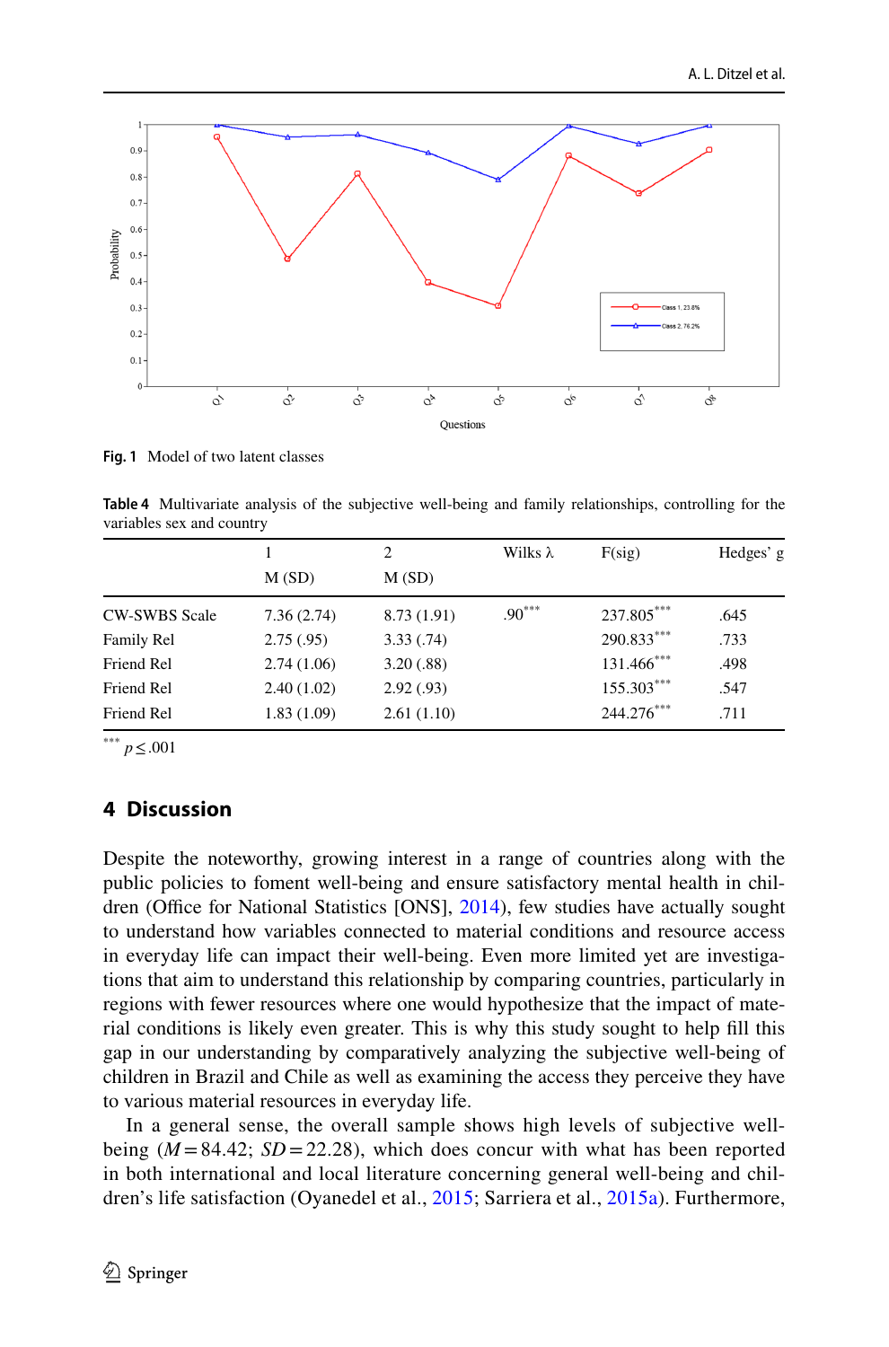Fig. 1 Model of two latent classes

**Table 4** Multivariate analysis of the subjective well-being and family relationships, controlling for the variables sex and country

| | 1<br>M (SD) | 2<br>M (SD) | Wilks λ | F(sig) | Hedges' g |
|---|---|---|---|---|---|
| CW-SWBS Scale | 7.36 (2.74) | 8.73 (1.91) | .90*** | 237.805*** | .645 |
| Family Rel | 2.75 (.95) | 3.33 (.74) | | 290.833*** | .733 |
| Friend Rel | 2.74 (1.06) | 3.20 (.88) | | 131.466*** | .498 |
| Friend Rel | 2.40 (1.02) | 2.92 (.93) | | 155.303*** | .547 |
| Friend Rel | 1.83 (1.09) | 2.61 (1.10) | | 244.276*** | .711 |

*** $p \leq .001$

## 4 Discussion

Despite the noteworthy, growing interest in a range of countries along with the public policies to foment well-being and ensure satisfactory mental health in children (Office for National Statistics [ONS], 2014), few studies have actually sought to understand how variables connected to material conditions and resource access in everyday life can impact their well-being. Even more limited yet are investigations that aim to understand this relationship by comparing countries, particularly in regions with fewer resources where one would hypothesize that the impact of material conditions is likely even greater. This is why this study sought to help fill this gap in our understanding by comparatively analyzing the subjective well-being of children in Brazil and Chile as well as examining the access they perceive they have to various material resources in everyday life.

In a general sense, the overall sample shows high levels of subjective well-being ($M = 84.42$; $SD = 22.28$), which does concur with what has been reported in both international and local literature concerning general well-being and children's life satisfaction (Oyanedel et al., 2015; Sarriera et al., 2015a). Furthermore,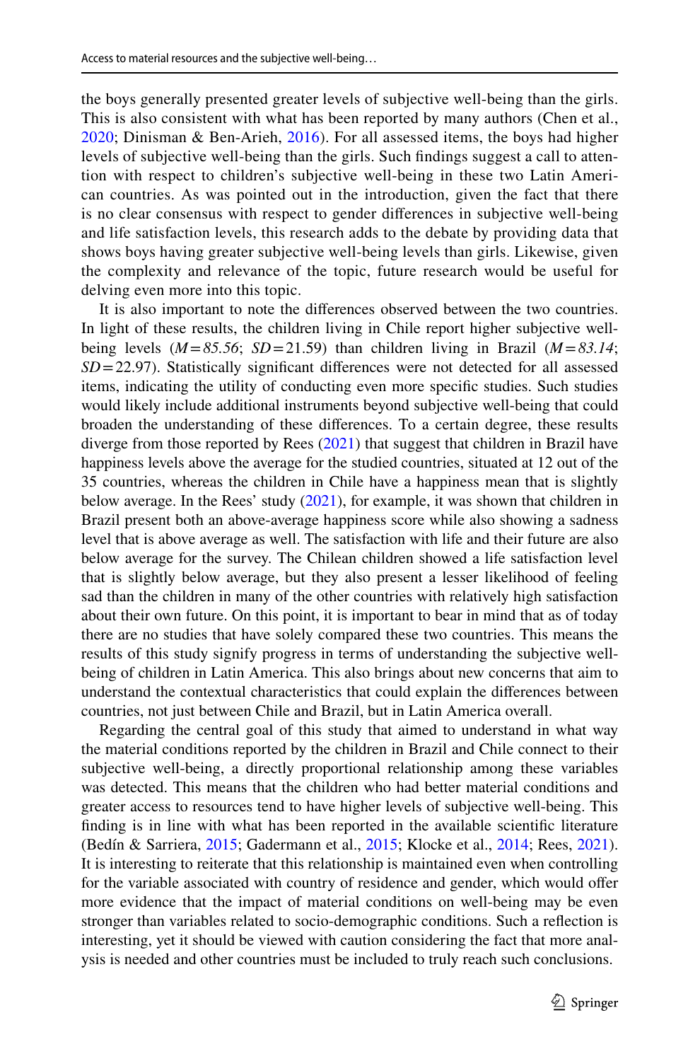the boys generally presented greater levels of subjective well-being than the girls. This is also consistent with what has been reported by many authors (Chen et al., 2020; Dinisman & Ben-Arieh, 2016). For all assessed items, the boys had higher levels of subjective well-being than the girls. Such findings suggest a call to attention with respect to children's subjective well-being in these two Latin American countries. As was pointed out in the introduction, given the fact that there is no clear consensus with respect to gender differences in subjective well-being and life satisfaction levels, this research adds to the debate by providing data that shows boys having greater subjective well-being levels than girls. Likewise, given the complexity and relevance of the topic, future research would be useful for delving even more into this topic.

It is also important to note the differences observed between the two countries. In light of these results, the children living in Chile report higher subjective well-being levels ($M = 85.56$; $SD = 21.59$) than children living in Brazil ($M = 83.14$; $SD = 22.97$). Statistically significant differences were not detected for all assessed items, indicating the utility of conducting even more specific studies. Such studies would likely include additional instruments beyond subjective well-being that could broaden the understanding of these differences. To a certain degree, these results diverge from those reported by Rees (2021) that suggest that children in Brazil have happiness levels above the average for the studied countries, situated at 12 out of the 35 countries, whereas the children in Chile have a happiness mean that is slightly below average. In the Rees' study (2021), for example, it was shown that children in Brazil present both an above-average happiness score while also showing a sadness level that is above average as well. The satisfaction with life and their future are also below average for the survey. The Chilean children showed a life satisfaction level that is slightly below average, but they also present a lesser likelihood of feeling sad than the children in many of the other countries with relatively high satisfaction about their own future. On this point, it is important to bear in mind that as of today there are no studies that have solely compared these two countries. This means the results of this study signify progress in terms of understanding the subjective well-being of children in Latin America. This also brings about new concerns that aim to understand the contextual characteristics that could explain the differences between countries, not just between Chile and Brazil, but in Latin America overall.

Regarding the central goal of this study that aimed to understand in what way the material conditions reported by the children in Brazil and Chile connect to their subjective well-being, a directly proportional relationship among these variables was detected. This means that the children who had better material conditions and greater access to resources tend to have higher levels of subjective well-being. This finding is in line with what has been reported in the available scientific literature (Bedín & Sarriera, 2015; Gadermann et al., 2015; Klocke et al., 2014; Rees, 2021). It is interesting to reiterate that this relationship is maintained even when controlling for the variable associated with country of residence and gender, which would offer more evidence that the impact of material conditions on well-being may be even stronger than variables related to socio-demographic conditions. Such a reflection is interesting, yet it should be viewed with caution considering the fact that more analysis is needed and other countries must be included to truly reach such conclusions.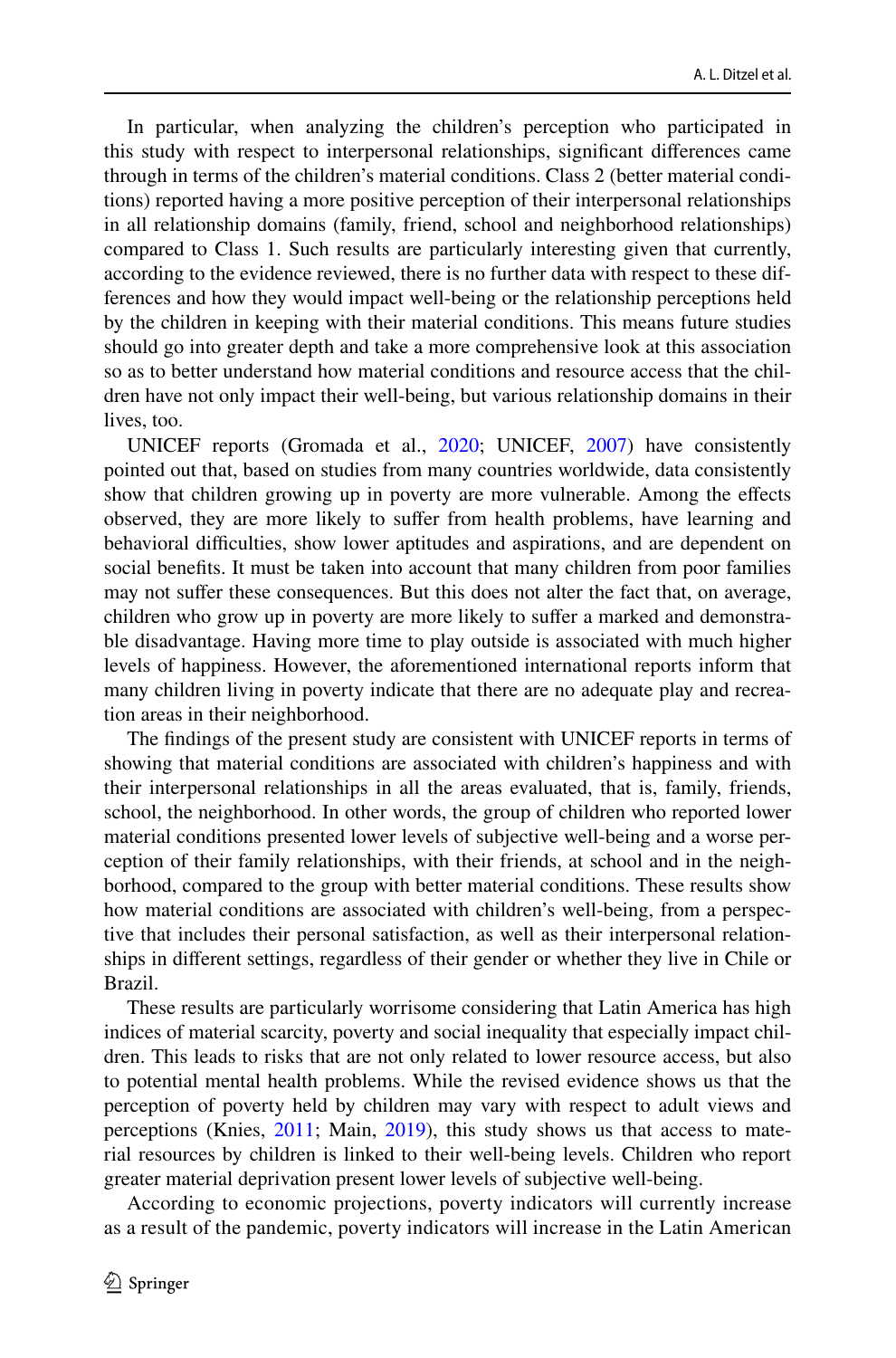In particular, when analyzing the children's perception who participated in this study with respect to interpersonal relationships, significant differences came through in terms of the children's material conditions. Class 2 (better material conditions) reported having a more positive perception of their interpersonal relationships in all relationship domains (family, friend, school and neighborhood relationships) compared to Class 1. Such results are particularly interesting given that currently, according to the evidence reviewed, there is no further data with respect to these differences and how they would impact well-being or the relationship perceptions held by the children in keeping with their material conditions. This means future studies should go into greater depth and take a more comprehensive look at this association so as to better understand how material conditions and resource access that the children have not only impact their well-being, but various relationship domains in their lives, too.

UNICEF reports (Gromada et al., 2020; UNICEF, 2007) have consistently pointed out that, based on studies from many countries worldwide, data consistently show that children growing up in poverty are more vulnerable. Among the effects observed, they are more likely to suffer from health problems, have learning and behavioral difficulties, show lower aptitudes and aspirations, and are dependent on social benefits. It must be taken into account that many children from poor families may not suffer these consequences. But this does not alter the fact that, on average, children who grow up in poverty are more likely to suffer a marked and demonstrable disadvantage. Having more time to play outside is associated with much higher levels of happiness. However, the aforementioned international reports inform that many children living in poverty indicate that there are no adequate play and recreation areas in their neighborhood.

The findings of the present study are consistent with UNICEF reports in terms of showing that material conditions are associated with children's happiness and with their interpersonal relationships in all the areas evaluated, that is, family, friends, school, the neighborhood. In other words, the group of children who reported lower material conditions presented lower levels of subjective well-being and a worse perception of their family relationships, with their friends, at school and in the neighborhood, compared to the group with better material conditions. These results show how material conditions are associated with children's well-being, from a perspective that includes their personal satisfaction, as well as their interpersonal relationships in different settings, regardless of their gender or whether they live in Chile or Brazil.

These results are particularly worrisome considering that Latin America has high indices of material scarcity, poverty and social inequality that especially impact children. This leads to risks that are not only related to lower resource access, but also to potential mental health problems. While the revised evidence shows us that the perception of poverty held by children may vary with respect to adult views and perceptions (Knies, 2011; Main, 2019), this study shows us that access to material resources by children is linked to their well-being levels. Children who report greater material deprivation present lower levels of subjective well-being.

According to economic projections, poverty indicators will currently increase as a result of the pandemic, poverty indicators will increase in the Latin American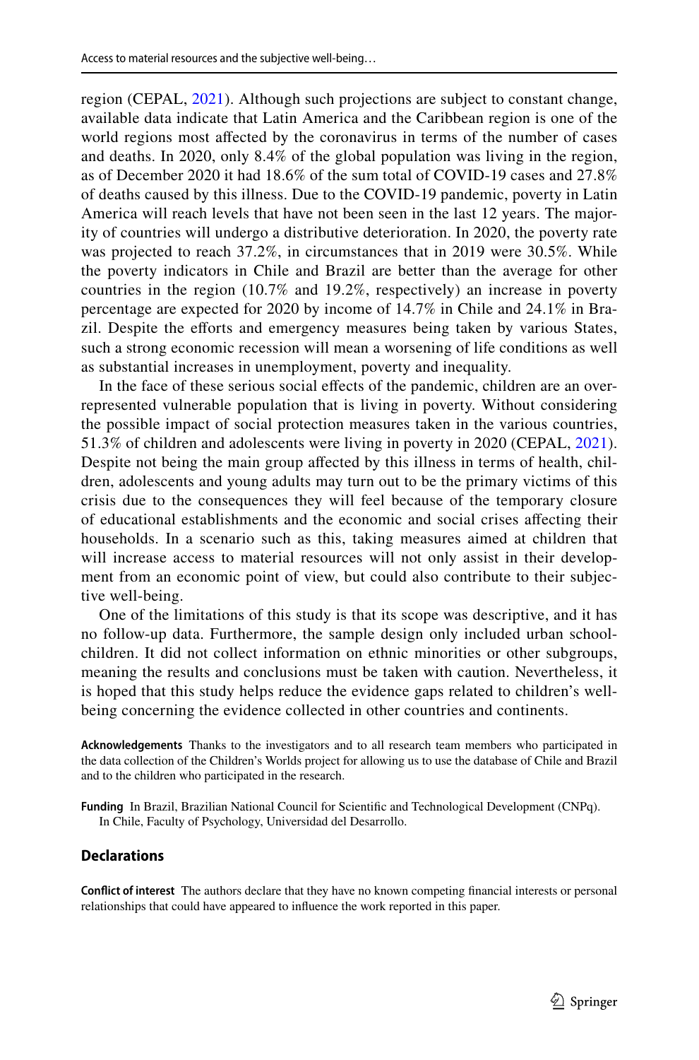region (CEPAL, 2021). Although such projections are subject to constant change, available data indicate that Latin America and the Caribbean region is one of the world regions most affected by the coronavirus in terms of the number of cases and deaths. In 2020, only 8.4% of the global population was living in the region, as of December 2020 it had 18.6% of the sum total of COVID-19 cases and 27.8% of deaths caused by this illness. Due to the COVID-19 pandemic, poverty in Latin America will reach levels that have not been seen in the last 12 years. The majority of countries will undergo a distributive deterioration. In 2020, the poverty rate was projected to reach 37.2%, in circumstances that in 2019 were 30.5%. While the poverty indicators in Chile and Brazil are better than the average for other countries in the region (10.7% and 19.2%, respectively) an increase in poverty percentage are expected for 2020 by income of 14.7% in Chile and 24.1% in Brazil. Despite the efforts and emergency measures being taken by various States, such a strong economic recession will mean a worsening of life conditions as well as substantial increases in unemployment, poverty and inequality.

In the face of these serious social effects of the pandemic, children are an overrepresented vulnerable population that is living in poverty. Without considering the possible impact of social protection measures taken in the various countries, 51.3% of children and adolescents were living in poverty in 2020 (CEPAL, 2021). Despite not being the main group affected by this illness in terms of health, children, adolescents and young adults may turn out to be the primary victims of this crisis due to the consequences they will feel because of the temporary closure of educational establishments and the economic and social crises affecting their households. In a scenario such as this, taking measures aimed at children that will increase access to material resources will not only assist in their development from an economic point of view, but could also contribute to their subjective well-being.

One of the limitations of this study is that its scope was descriptive, and it has no follow-up data. Furthermore, the sample design only included urban schoolchildren. It did not collect information on ethnic minorities or other subgroups, meaning the results and conclusions must be taken with caution. Nevertheless, it is hoped that this study helps reduce the evidence gaps related to children's well-being concerning the evidence collected in other countries and continents.

**Acknowledgements** Thanks to the investigators and to all research team members who participated in the data collection of the Children's Worlds project for allowing us to use the database of Chile and Brazil and to the children who participated in the research.

**Funding** In Brazil, Brazilian National Council for Scientific and Technological Development (CNPq). In Chile, Faculty of Psychology, Universidad del Desarrollo.

## Declarations

**Conflict of interest** The authors declare that they have no known competing financial interests or personal relationships that could have appeared to influence the work reported in this paper.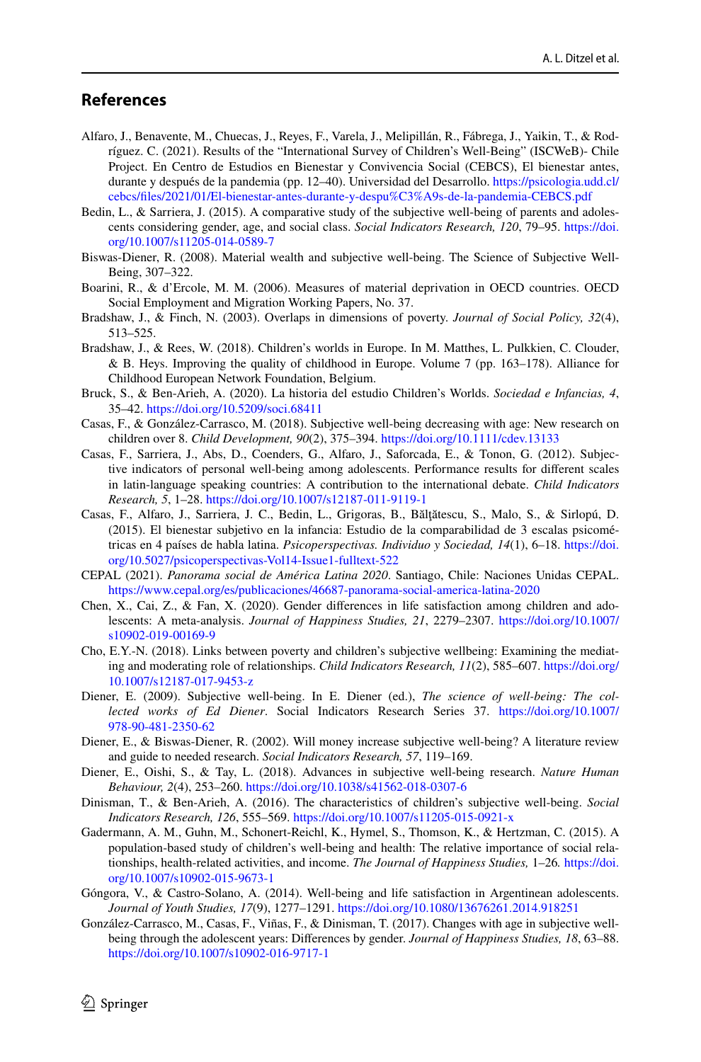## References

Alfaro, J., Benavente, M., Chuecas, J., Reyes, F., Varela, J., Melipillán, R., Fábrega, J., Yaikin, T., & Rodríguez. C. (2021). Results of the "International Survey of Children's Well-Being" (ISCWeB)- Chile Project. En Centro de Estudios en Bienestar y Convivencia Social (CEBCS), El bienestar antes, durante y después de la pandemia (pp. 12–40). Universidad del Desarrollo. https://psicologia.udd.cl/cebcs/files/2021/01/El-bienestar-antes-durante-y-despu%C3%A9s-de-la-pandemia-CEBCS.pdf

Bedin, L., & Sarriera, J. (2015). A comparative study of the subjective well-being of parents and adolescents considering gender, age, and social class. *Social Indicators Research, 120*, 79–95. https://doi.org/10.1007/s11205-014-0589-7

Biswas-Diener, R. (2008). Material wealth and subjective well-being. The Science of Subjective Well-Being, 307–322.

Boarini, R., & d'Ercole, M. M. (2006). Measures of material deprivation in OECD countries. OECD Social Employment and Migration Working Papers, No. 37.

Bradshaw, J., & Finch, N. (2003). Overlaps in dimensions of poverty. *Journal of Social Policy, 32*(4), 513–525.

Bradshaw, J., & Rees, W. (2018). Children's worlds in Europe. In M. Matthes, L. Pulkkien, C. Clouder, & B. Heys. Improving the quality of childhood in Europe. Volume 7 (pp. 163–178). Alliance for Childhood European Network Foundation, Belgium.

Bruck, S., & Ben-Arieh, A. (2020). La historia del estudio Children's Worlds. *Sociedad e Infancias, 4*, 35–42. https://doi.org/10.5209/soci.68411

Casas, F., & González-Carrasco, M. (2018). Subjective well-being decreasing with age: New research on children over 8. *Child Development, 90*(2), 375–394. https://doi.org/10.1111/cdev.13133

Casas, F., Sarriera, J., Abs, D., Coenders, G., Alfaro, J., Saforcada, E., & Tonon, G. (2012). Subjective indicators of personal well-being among adolescents. Performance results for different scales in latin-language speaking countries: A contribution to the international debate. *Child Indicators Research, 5*, 1–28. https://doi.org/10.1007/s12187-011-9119-1

Casas, F., Alfaro, J., Sarriera, J. C., Bedin, L., Grigoras, B., Bălţătescu, S., Malo, S., & Sirlopú, D. (2015). El bienestar subjetivo en la infancia: Estudio de la comparabilidad de 3 escalas psicométricas en 4 países de habla latina. *Psicoperspectivas. Individuo y Sociedad, 14*(1), 6–18. https://doi.org/10.5027/psicoperspectivas-Vol14-Issue1-fulltext-522

CEPAL (2021). *Panorama social de América Latina 2020*. Santiago, Chile: Naciones Unidas CEPAL. https://www.cepal.org/es/publicaciones/46687-panorama-social-america-latina-2020

Chen, X., Cai, Z., & Fan, X. (2020). Gender differences in life satisfaction among children and adolescents: A meta-analysis. *Journal of Happiness Studies, 21*, 2279–2307. https://doi.org/10.1007/s10902-019-00169-9

Cho, E.Y.-N. (2018). Links between poverty and children's subjective wellbeing: Examining the mediating and moderating role of relationships. *Child Indicators Research, 11*(2), 585–607. https://doi.org/10.1007/s12187-017-9453-z

Diener, E. (2009). Subjective well-being. In E. Diener (ed.), *The science of well-being: The collected works of Ed Diener*. Social Indicators Research Series 37. https://doi.org/10.1007/978-90-481-2350-62

Diener, E., & Biswas-Diener, R. (2002). Will money increase subjective well-being? A literature review and guide to needed research. *Social Indicators Research, 57*, 119–169.

Diener, E., Oishi, S., & Tay, L. (2018). Advances in subjective well-being research. *Nature Human Behaviour, 2*(4), 253–260. https://doi.org/10.1038/s41562-018-0307-6

Dinisman, T., & Ben-Arieh, A. (2016). The characteristics of children's subjective well-being. *Social Indicators Research, 126*, 555–569. https://doi.org/10.1007/s11205-015-0921-x

Gadermann, A. M., Guhn, M., Schonert-Reichl, K., Hymel, S., Thomson, K., & Hertzman, C. (2015). A population-based study of children's well-being and health: The relative importance of social relationships, health-related activities, and income. *The Journal of Happiness Studies,* 1–26*.* https://doi.org/10.1007/s10902-015-9673-1

Góngora, V., & Castro-Solano, A. (2014). Well-being and life satisfaction in Argentinean adolescents. *Journal of Youth Studies, 17*(9), 1277–1291. https://doi.org/10.1080/13676261.2014.918251

González-Carrasco, M., Casas, F., Viñas, F., & Dinisman, T. (2017). Changes with age in subjective well-being through the adolescent years: Differences by gender. *Journal of Happiness Studies, 18*, 63–88. https://doi.org/10.1007/s10902-016-9717-1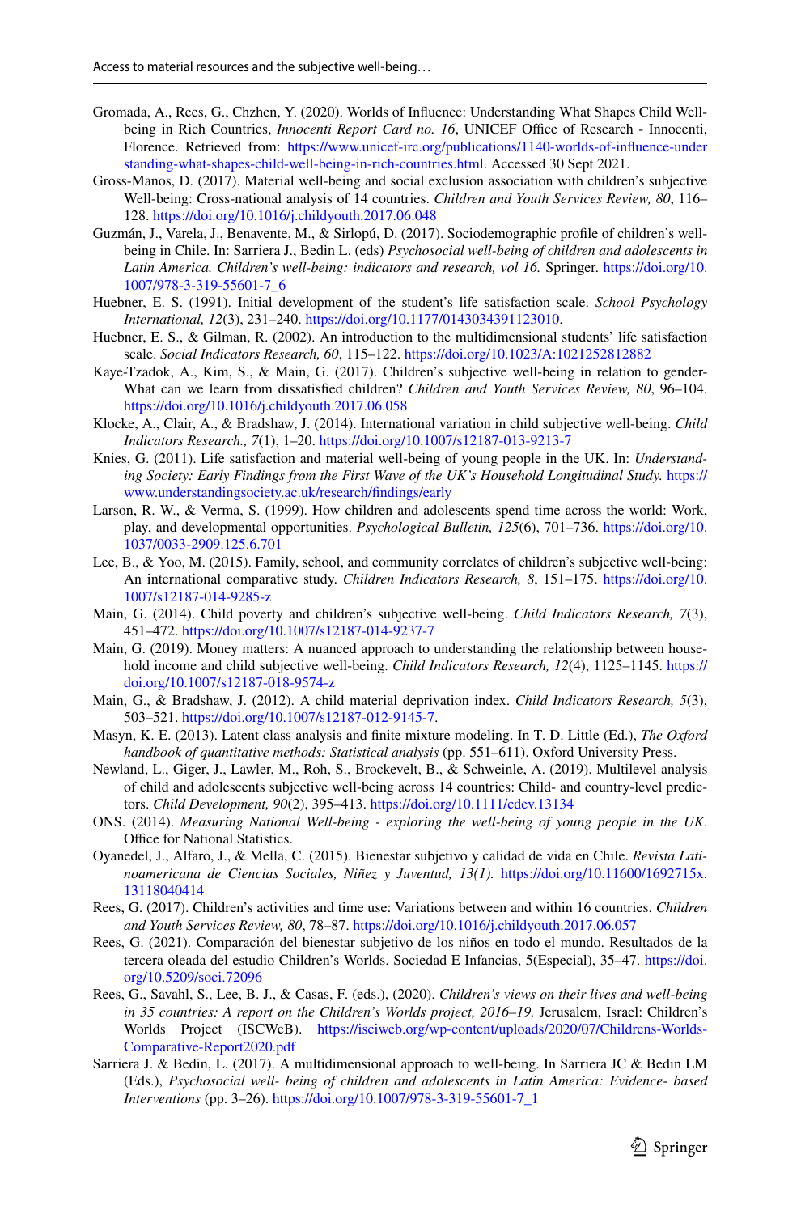Gromada, A., Rees, G., Chzhen, Y. (2020). Worlds of Influence: Understanding What Shapes Child Well-being in Rich Countries, *Innocenti Report Card no. 16*, UNICEF Office of Research - Innocenti, Florence. Retrieved from: https://www.unicef-irc.org/publications/1140-worlds-of-influence-understanding-what-shapes-child-well-being-in-rich-countries.html. Accessed 30 Sept 2021.

Gross-Manos, D. (2017). Material well-being and social exclusion association with children's subjective Well-being: Cross-national analysis of 14 countries. *Children and Youth Services Review, 80*, 116–128. https://doi.org/10.1016/j.childyouth.2017.06.048

Guzmán, J., Varela, J., Benavente, M., & Sirlopú, D. (2017). Sociodemographic profile of children's well-being in Chile. In: Sarriera J., Bedin L. (eds) *Psychosocial well-being of children and adolescents in Latin America. Children's well-being: indicators and research, vol 16.* Springer. https://doi.org/10.1007/978-3-319-55601-7_6

Huebner, E. S. (1991). Initial development of the student's life satisfaction scale. *School Psychology International, 12*(3), 231–240. https://doi.org/10.1177/0143034391123010.

Huebner, E. S., & Gilman, R. (2002). An introduction to the multidimensional students' life satisfaction scale. *Social Indicators Research, 60*, 115–122. https://doi.org/10.1023/A:1021252812882

Kaye-Tzadok, A., Kim, S., & Main, G. (2017). Children's subjective well-being in relation to gender-What can we learn from dissatisfied children? *Children and Youth Services Review, 80*, 96–104. https://doi.org/10.1016/j.childyouth.2017.06.058

Klocke, A., Clair, A., & Bradshaw, J. (2014). International variation in child subjective well-being. *Child Indicators Research., 7*(1), 1–20. https://doi.org/10.1007/s12187-013-9213-7

Knies, G. (2011). Life satisfaction and material well-being of young people in the UK. In: *Understanding Society: Early Findings from the First Wave of the UK's Household Longitudinal Study.* https://www.understandingsociety.ac.uk/research/findings/early

Larson, R. W., & Verma, S. (1999). How children and adolescents spend time across the world: Work, play, and developmental opportunities. *Psychological Bulletin, 125*(6), 701–736. https://doi.org/10.1037/0033-2909.125.6.701

Lee, B., & Yoo, M. (2015). Family, school, and community correlates of children's subjective well-being: An international comparative study. *Children Indicators Research, 8*, 151–175. https://doi.org/10.1007/s12187-014-9285-z

Main, G. (2014). Child poverty and children's subjective well-being. *Child Indicators Research, 7*(3), 451–472. https://doi.org/10.1007/s12187-014-9237-7

Main, G. (2019). Money matters: A nuanced approach to understanding the relationship between household income and child subjective well-being. *Child Indicators Research, 12*(4), 1125–1145. https://doi.org/10.1007/s12187-018-9574-z

Main, G., & Bradshaw, J. (2012). A child material deprivation index. *Child Indicators Research, 5*(3), 503–521. https://doi.org/10.1007/s12187-012-9145-7.

Masyn, K. E. (2013). Latent class analysis and finite mixture modeling. In T. D. Little (Ed.), *The Oxford handbook of quantitative methods: Statistical analysis* (pp. 551–611). Oxford University Press.

Newland, L., Giger, J., Lawler, M., Roh, S., Brockevelt, B., & Schweinle, A. (2019). Multilevel analysis of child and adolescents subjective well-being across 14 countries: Child- and country-level predictors. *Child Development, 90*(2), 395–413. https://doi.org/10.1111/cdev.13134

ONS. (2014). *Measuring National Well-being - exploring the well-being of young people in the UK*. Office for National Statistics.

Oyanedel, J., Alfaro, J., & Mella, C. (2015). Bienestar subjetivo y calidad de vida en Chile. *Revista Latinoamericana de Ciencias Sociales, Niñez y Juventud, 13(1).* https://doi.org/10.11600/1692715x.13118040414

Rees, G. (2017). Children's activities and time use: Variations between and within 16 countries. *Children and Youth Services Review, 80*, 78–87. https://doi.org/10.1016/j.childyouth.2017.06.057

Rees, G. (2021). Comparación del bienestar subjetivo de los niños en todo el mundo. Resultados de la tercera oleada del estudio Children's Worlds. Sociedad E Infancias, 5(Especial), 35–47. https://doi.org/10.5209/soci.72096

Rees, G., Savahl, S., Lee, B. J., & Casas, F. (eds.), (2020). *Children's views on their lives and well-being in 35 countries: A report on the Children's Worlds project, 2016–19.* Jerusalem, Israel: Children's Worlds Project (ISCWeB). https://isciweb.org/wp-content/uploads/2020/07/Childrens-Worlds-Comparative-Report2020.pdf

Sarriera J. & Bedin, L. (2017). A multidimensional approach to well-being. In Sarriera JC & Bedin LM (Eds.), *Psychosocial well- being of children and adolescents in Latin America: Evidence- based Interventions* (pp. 3–26). https://doi.org/10.1007/978-3-319-55601-7_1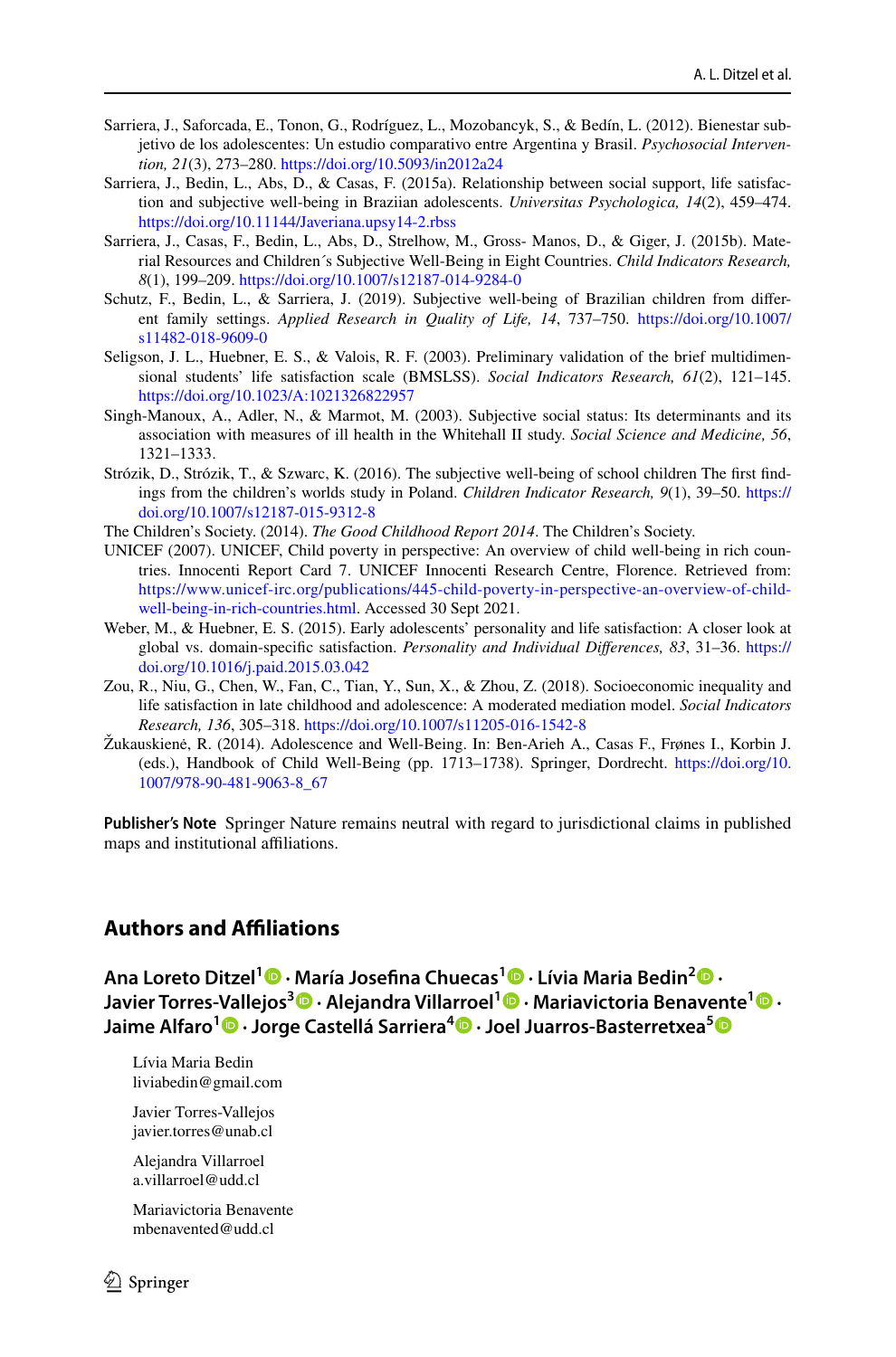Sarriera, J., Saforcada, E., Tonon, G., Rodríguez, L., Mozobancyk, S., & Bedín, L. (2012). Bienestar subjetivo de los adolescentes: Un estudio comparativo entre Argentina y Brasil. *Psychosocial Intervention, 21*(3), 273–280. https://doi.org/10.5093/in2012a24

Sarriera, J., Bedin, L., Abs, D., & Casas, F. (2015a). Relationship between social support, life satisfaction and subjective well-being in Braziian adolescents. *Universitas Psychologica, 14*(2), 459–474. https://doi.org/10.11144/Javeriana.upsy14-2.rbss

Sarriera, J., Casas, F., Bedin, L., Abs, D., Strelhow, M., Gross- Manos, D., & Giger, J. (2015b). Material Resources and Children´s Subjective Well-Being in Eight Countries. *Child Indicators Research, 8*(1), 199–209. https://doi.org/10.1007/s12187-014-9284-0

Schutz, F., Bedin, L., & Sarriera, J. (2019). Subjective well-being of Brazilian children from different family settings. *Applied Research in Quality of Life, 14*, 737–750. https://doi.org/10.1007/s11482-018-9609-0

Seligson, J. L., Huebner, E. S., & Valois, R. F. (2003). Preliminary validation of the brief multidimensional students' life satisfaction scale (BMSLSS). *Social Indicators Research, 61*(2), 121–145. https://doi.org/10.1023/A:1021326822957

Singh-Manoux, A., Adler, N., & Marmot, M. (2003). Subjective social status: Its determinants and its association with measures of ill health in the Whitehall II study. *Social Science and Medicine, 56*, 1321–1333.

Strózik, D., Strózik, T., & Szwarc, K. (2016). The subjective well-being of school children The first findings from the children's worlds study in Poland. *Children Indicator Research, 9*(1), 39–50. https://doi.org/10.1007/s12187-015-9312-8

The Children's Society. (2014). *The Good Childhood Report 2014*. The Children's Society.

UNICEF (2007). UNICEF, Child poverty in perspective: An overview of child well-being in rich countries. Innocenti Report Card 7. UNICEF Innocenti Research Centre, Florence. Retrieved from: https://www.unicef-irc.org/publications/445-child-poverty-in-perspective-an-overview-of-child-well-being-in-rich-countries.html. Accessed 30 Sept 2021.

Weber, M., & Huebner, E. S. (2015). Early adolescents' personality and life satisfaction: A closer look at global vs. domain-specific satisfaction. *Personality and Individual Differences, 83*, 31–36. https://doi.org/10.1016/j.paid.2015.03.042

Zou, R., Niu, G., Chen, W., Fan, C., Tian, Y., Sun, X., & Zhou, Z. (2018). Socioeconomic inequality and life satisfaction in late childhood and adolescence: A moderated mediation model. *Social Indicators Research, 136*, 305–318. https://doi.org/10.1007/s11205-016-1542-8

Žukauskienė, R. (2014). Adolescence and Well-Being. In: Ben-Arieh A., Casas F., Frønes I., Korbin J. (eds.), Handbook of Child Well-Being (pp. 1713–1738). Springer, Dordrecht. https://doi.org/10.1007/978-90-481-9063-8_67

**Publisher's Note** Springer Nature remains neutral with regard to jurisdictional claims in published maps and institutional affiliations.

## Authors and Affiliations

**Ana Loreto Ditzel[1] · María Josefina Chuecas[1] · Lívia Maria Bedin[2] · Javier Torres-Vallejos[3] · Alejandra Villarroel[1] · Mariavictoria Benavente[1] · Jaime Alfaro[1] · Jorge Castellá Sarriera[4] · Joel Juarros-Basterretxea[5]**

Lívia Maria Bedin
liviabedin@gmail.com

Javier Torres-Vallejos
javier.torres@unab.cl

Alejandra Villarroel
a.villarroel@udd.cl

Mariavictoria Benavente
mbenavented@udd.cl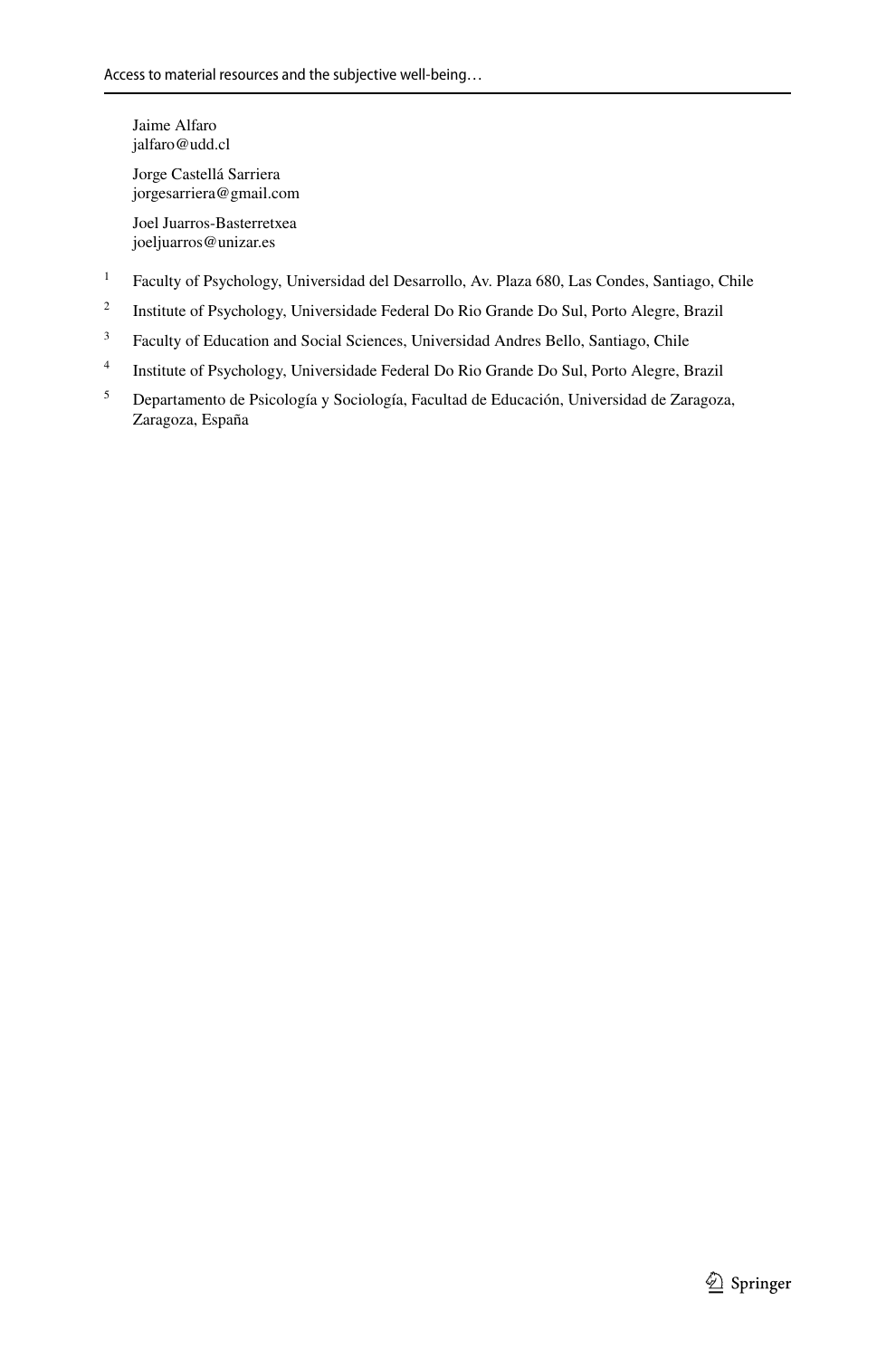Jaime Alfaro
jalfaro@udd.cl

Jorge Castellá Sarriera
jorgesarriera@gmail.com

Joel Juarros-Basterretxea
joeljuarros@unizar.es

[1] Faculty of Psychology, Universidad del Desarrollo, Av. Plaza 680, Las Condes, Santiago, Chile

[2] Institute of Psychology, Universidade Federal Do Rio Grande Do Sul, Porto Alegre, Brazil

[3] Faculty of Education and Social Sciences, Universidad Andres Bello, Santiago, Chile

[4] Institute of Psychology, Universidade Federal Do Rio Grande Do Sul, Porto Alegre, Brazil

[5] Departamento de Psicología y Sociología, Facultad de Educación, Universidad de Zaragoza, Zaragoza, España